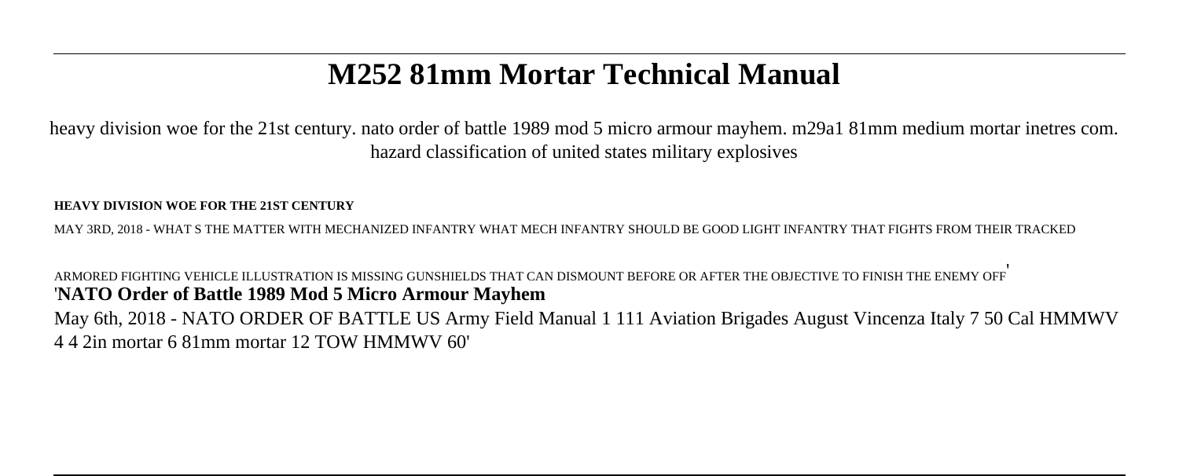# M252 81mm Mortar Technical Manual

heavy division woe for the 21st century. nato order of battle 1989 mod 5 micro armour mayhem. m29a1 81mm medium mortar inetres com. hazard classification of united states military explosives

**HEAVY DIVISION WOE FOR THE 21ST CENTURY**

MAY 3RD, 2018 - WHAT S THE MATTER WITH MECHANIZED INFANTRY WHAT MECH INFANTRY SHOULD BE GOOD LIGHT INFANTRY THAT FIGHTS FROM THEIR TRACKED ARMORED FIGHTING VEHICLE ILLUSTRATION IS MISSING GUNSHIELDS THAT CAN DISMOUNT BEFORE OR AFTER THE OBJECTIVE TO FINISH THE ENEMY OFF'

'**NATO Order of Battle 1989 Mod 5 Micro Armour Mayhem**

May 6th, 2018 - NATO ORDER OF BATTLE US Army Field Manual 1 111 Aviation Brigades August Vincenza Italy 7 50 Cal HMMWV 4 4 2in mortar 6 81mm mortar 12 TOW HMMWV 60'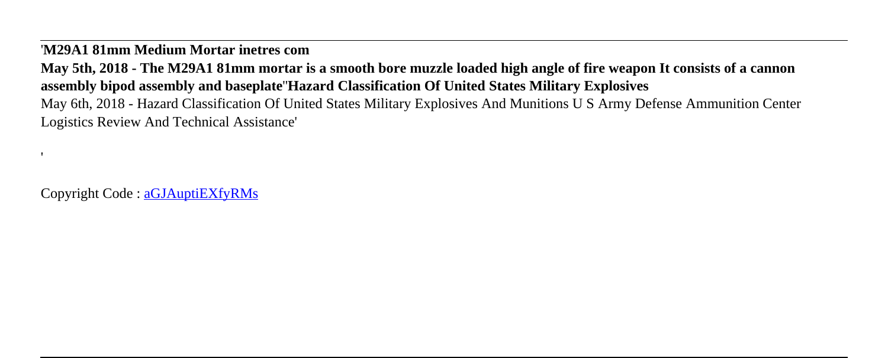'**M29A1 81mm Medium Mortar inetres com**

**May 5th, 2018 - The M29A1 81mm mortar is a smooth bore muzzle loaded high angle of fire weapon It consists of a cannon assembly bipod assembly and baseplate''Hazard Classification Of United States Military Explosives**

May 6th, 2018 - Hazard Classification Of United States Military Explosives And Munitions U S Army Defense Ammunition Center Logistics Review And Technical Assistance'

'

Copyright Code : aGJAuptiEXfyRMs